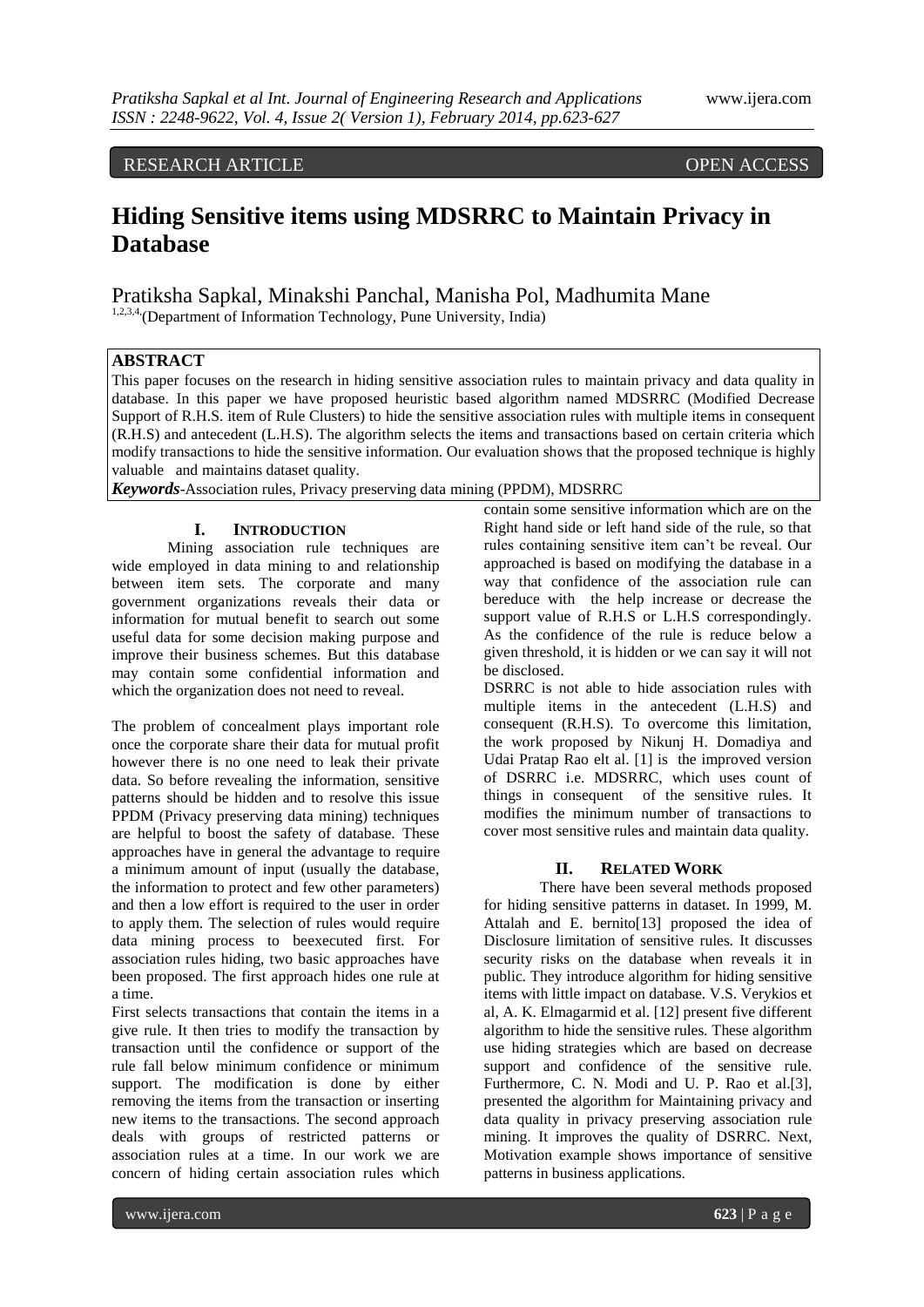RESEARCH ARTICLE OPEN ACCESS

# Hiding Sensitive items using MDSRRC to Maintain Privacy in Database

Pratiksha Sapkal, Minakshi Panchal, Manisha Pol, Madhumita Mane

[1,2,3,4](Department of Information Technology, Pune University, India)

## ABSTRACT

This paper focuses on the research in hiding sensitive association rules to maintain privacy and data quality in database. In this paper we have proposed heuristic based algorithm named MDSRRC (Modified Decrease Support of R.H.S. item of Rule Clusters) to hide the sensitive association rules with multiple items in consequent (R.H.S) and antecedent (L.H.S). The algorithm selects the items and transactions based on certain criteria which modify transactions to hide the sensitive information. Our evaluation shows that the proposed technique is highly valuable and maintains dataset quality.

***Keywords***-Association rules, Privacy preserving data mining (PPDM), MDSRRC

## I. Introduction

Mining association rule techniques are wide employed in data mining to and relationship between item sets. The corporate and many government organizations reveals their data or information for mutual benefit to search out some useful data for some decision making purpose and improve their business schemes. But this database may contain some confidential information and which the organization does not need to reveal.

The problem of concealment plays important role once the corporate share their data for mutual profit however there is no one need to leak their private data. So before revealing the information, sensitive patterns should be hidden and to resolve this issue PPDM (Privacy preserving data mining) techniques are helpful to boost the safety of database. These approaches have in general the advantage to require a minimum amount of input (usually the database, the information to protect and few other parameters) and then a low effort is required to the user in order to apply them. The selection of rules would require data mining process to beexecuted first. For association rules hiding, two basic approaches have been proposed. The first approach hides one rule at a time.

First selects transactions that contain the items in a give rule. It then tries to modify the transaction by transaction until the confidence or support of the rule fall below minimum confidence or minimum support. The modification is done by either removing the items from the transaction or inserting new items to the transactions. The second approach deals with groups of restricted patterns or association rules at a time. In our work we are concern of hiding certain association rules which contain some sensitive information which are on the Right hand side or left hand side of the rule, so that rules containing sensitive item can't be reveal. Our approached is based on modifying the database in a way that confidence of the association rule can bereduce with the help increase or decrease the support value of R.H.S or L.H.S correspondingly. As the confidence of the rule is reduce below a given threshold, it is hidden or we can say it will not be disclosed.

DSRRC is not able to hide association rules with multiple items in the antecedent (L.H.S) and consequent (R.H.S). To overcome this limitation, the work proposed by Nikunj H. Domadiya and Udai Pratap Rao elt al. [1] is the improved version of DSRRC i.e. MDSRRC, which uses count of things in consequent of the sensitive rules. It modifies the minimum number of transactions to cover most sensitive rules and maintain data quality.

## II. Related Work

There have been several methods proposed for hiding sensitive patterns in dataset. In 1999, M. Attalah and E. bernito[13] proposed the idea of Disclosure limitation of sensitive rules. It discusses security risks on the database when reveals it in public. They introduce algorithm for hiding sensitive items with little impact on database. V.S. Verykios et al, A. K. Elmagarmid et al. [12] present five different algorithm to hide the sensitive rules. These algorithm use hiding strategies which are based on decrease support and confidence of the sensitive rule. Furthermore, C. N. Modi and U. P. Rao et al.[3], presented the algorithm for Maintaining privacy and data quality in privacy preserving association rule mining. It improves the quality of DSRRC. Next, Motivation example shows importance of sensitive patterns in business applications.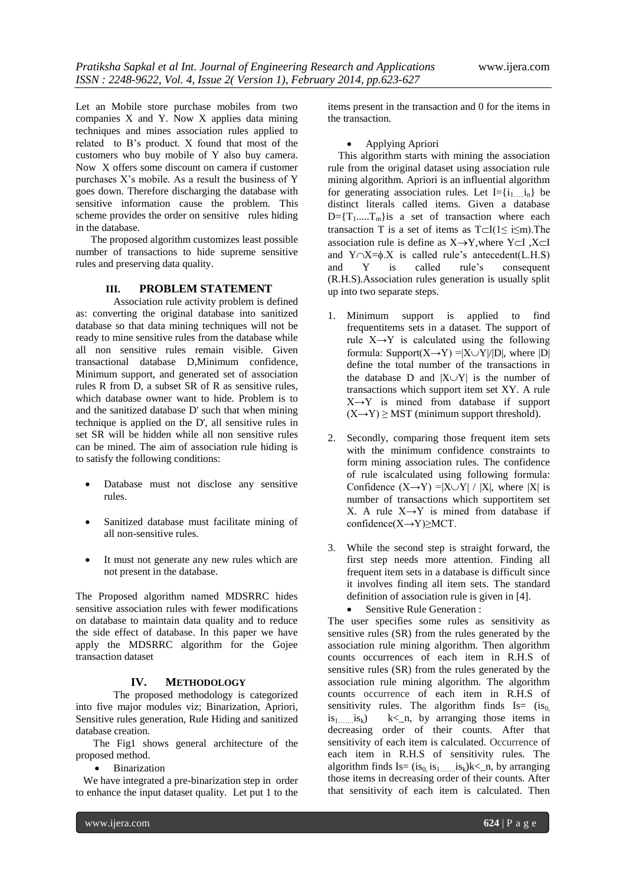Let an Mobile store purchase mobiles from two companies X and Y. Now X applies data mining techniques and mines association rules applied to related to B's product. X found that most of the customers who buy mobile of Y also buy camera. Now X offers some discount on camera if customer purchases X's mobile. As a result the business of Y goes down. Therefore discharging the database with sensitive information cause the problem. This scheme provides the order on sensitive rules hiding in the database.

The proposed algorithm customizes least possible number of transactions to hide supreme sensitive rules and preserving data quality.

## III. PROBLEM STATEMENT

Association rule activity problem is defined as: converting the original database into sanitized database so that data mining techniques will not be ready to mine sensitive rules from the database while all non sensitive rules remain visible. Given transactional database D,Minimum confidence, Minimum support, and generated set of association rules R from D, a subset SR of R as sensitive rules, which database owner want to hide. Problem is to and the sanitized database D' such that when mining technique is applied on the D', all sensitive rules in set SR will be hidden while all non sensitive rules can be mined. The aim of association rule hiding is to satisfy the following conditions:

- Database must not disclose any sensitive rules.
- Sanitized database must facilitate mining of all non-sensitive rules.
- It must not generate any new rules which are not present in the database.

The Proposed algorithm named MDSRRC hides sensitive association rules with fewer modifications on database to maintain data quality and to reduce the side effect of database. In this paper we have apply the MDSRRC algorithm for the Gojee transaction dataset

## IV. METHODOLOGY

The proposed methodology is categorized into five major modules viz; Binarization, Apriori, Sensitive rules generation, Rule Hiding and sanitized database creation.

The Fig1 shows general architecture of the proposed method.

- Binarization

We have integrated a pre-binarization step in order to enhance the input dataset quality. Let put 1 to the items present in the transaction and 0 for the items in the transaction.

- Applying Apriori

This algorithm starts with mining the association rule from the original dataset using association rule mining algorithm. Apriori is an influential algorithm for generating association rules. Let $I=\{i_1.....i_n\}$ be distinct literals called items. Given a database $D=\{T_1.....T_m\}$is a set of transaction where each transaction T is a set of items as $T\subset I(1\leq i\leq m)$.The association rule is define as $X\rightarrow Y$,where $Y\subset I$ ,$X\subset I$ and $Y\cap X=\phi$.X is called rule's antecedent(L.H.S) and Y is called rule's consequent (R.H.S).Association rules generation is usually split up into two separate steps.

1. Minimum support is applied to find frequentitems sets in a dataset. The support of rule $X\rightarrow Y$ is calculated using the following formula: $\text{Support}(X\rightarrow Y) =|X\cup Y|/|D|$, where $|D|$ define the total number of the transactions in the database D and $|X\cup Y|$ is the number of transactions which support item set XY. A rule $X\rightarrow Y$ is mined from database if support $(X\rightarrow Y) \geq$ MST (minimum support threshold).
2. Secondly, comparing those frequent item sets with the minimum confidence constraints to form mining association rules. The confidence of rule iscalculated using following formula: Confidence $(X\rightarrow Y) =|X\cup Y| / |X|$, where $|X|$ is number of transactions which supportitem set X. A rule $X\rightarrow Y$ is mined from database if $\text{confidence}(X\rightarrow Y)\geq$MCT.
3. While the second step is straight forward, the first step needs more attention. Finding all frequent item sets in a database is difficult since it involves finding all item sets. The standard definition of association rule is given in [4].

- Sensitive Rule Generation :

The user specifies some rules as sensitivity as sensitive rules (SR) from the rules generated by the association rule mining algorithm. Then algorithm counts occurrences of each item in R.H.S of sensitive rules (SR) from the rules generated by the association rule mining algorithm. The algorithm counts occurrence of each item in R.H.S of sensitivity rules. The algorithm finds $Is= (is_0, is_1.......is_k)$ k<_n, by arranging those items in decreasing order of their counts. After that sensitivity of each item is calculated. Occurrence of each item in R.H.S of sensitivity rules. The algorithm finds $Is= (is_0, is_1.......is_k)$k<_n, by arranging those items in decreasing order of their counts. After that sensitivity of each item is calculated. Then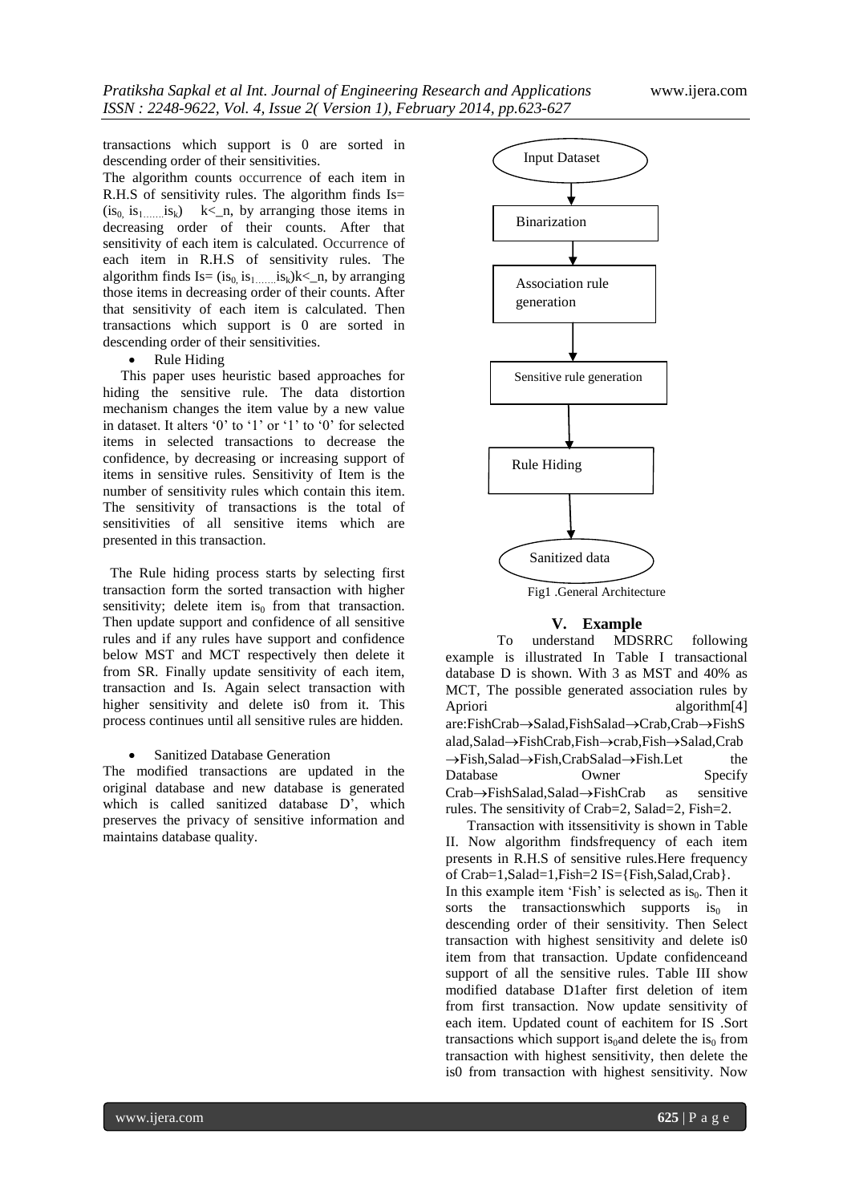transactions which support is 0 are sorted in descending order of their sensitivities.

The algorithm counts occurrence of each item in R.H.S of sensitivity rules. The algorithm finds Is= ($is_0$, $is_1$.......$is_k$) k<_n, by arranging those items in decreasing order of their counts. After that sensitivity of each item is calculated. Occurrence of each item in R.H.S of sensitivity rules. The algorithm finds Is= ($is_0$, $is_1$.......$is_k$)k<_n, by arranging those items in decreasing order of their counts. After that sensitivity of each item is calculated. Then transactions which support is 0 are sorted in descending order of their sensitivities.

- Rule Hiding

This paper uses heuristic based approaches for hiding the sensitive rule. The data distortion mechanism changes the item value by a new value in dataset. It alters '0' to '1' or '1' to '0' for selected items in selected transactions to decrease the confidence, by decreasing or increasing support of items in sensitive rules. Sensitivity of Item is the number of sensitivity rules which contain this item. The sensitivity of transactions is the total of sensitivities of all sensitive items which are presented in this transaction.

The Rule hiding process starts by selecting first transaction form the sorted transaction with higher sensitivity; delete item $is_0$ from that transaction. Then update support and confidence of all sensitive rules and if any rules have support and confidence below MST and MCT respectively then delete it from SR. Finally update sensitivity of each item, transaction and Is. Again select transaction with higher sensitivity and delete is0 from it. This process continues until all sensitive rules are hidden.

- Sanitized Database Generation

The modified transactions are updated in the original database and new database is generated which is called sanitized database D', which preserves the privacy of sensitive information and maintains database quality.

Input Dataset → Binarization → Association rule generation → Sensitive rule generation → Rule Hiding → Sanitized data

Fig1 .General Architecture

## V. Example

To understand MDSRRC following example is illustrated In Table I transactional database D is shown. With 3 as MST and 40% as MCT, The possible generated association rules by Apriori algorithm[4] are:FishCrab→Salad,FishSalad→Crab,Crab→FishSalad,Salad→FishCrab,Fish→crab,Fish→Salad,Crab→Fish,Salad→Fish,CrabSalad→Fish.Let the Database Owner Specify Crab→FishSalad,Salad→FishCrab as sensitive rules. The sensitivity of Crab=2, Salad=2, Fish=2.

Transaction with itssensitivity is shown in Table II. Now algorithm findsfrequency of each item presents in R.H.S of sensitive rules.Here frequency of Crab=1,Salad=1,Fish=2 IS={Fish,Salad,Crab}.

In this example item 'Fish' is selected as $is_0$. Then it sorts the transactionswhich supports $is_0$ in descending order of their sensitivity. Then Select transaction with highest sensitivity and delete is0 item from that transaction. Update confidenceand support of all the sensitive rules. Table III show modified database D1after first deletion of item from first transaction. Now update sensitivity of each item. Updated count of eachitem for IS .Sort transactions which support $is_0$and delete the $is_0$ from transaction with highest sensitivity, then delete the is0 from transaction with highest sensitivity. Now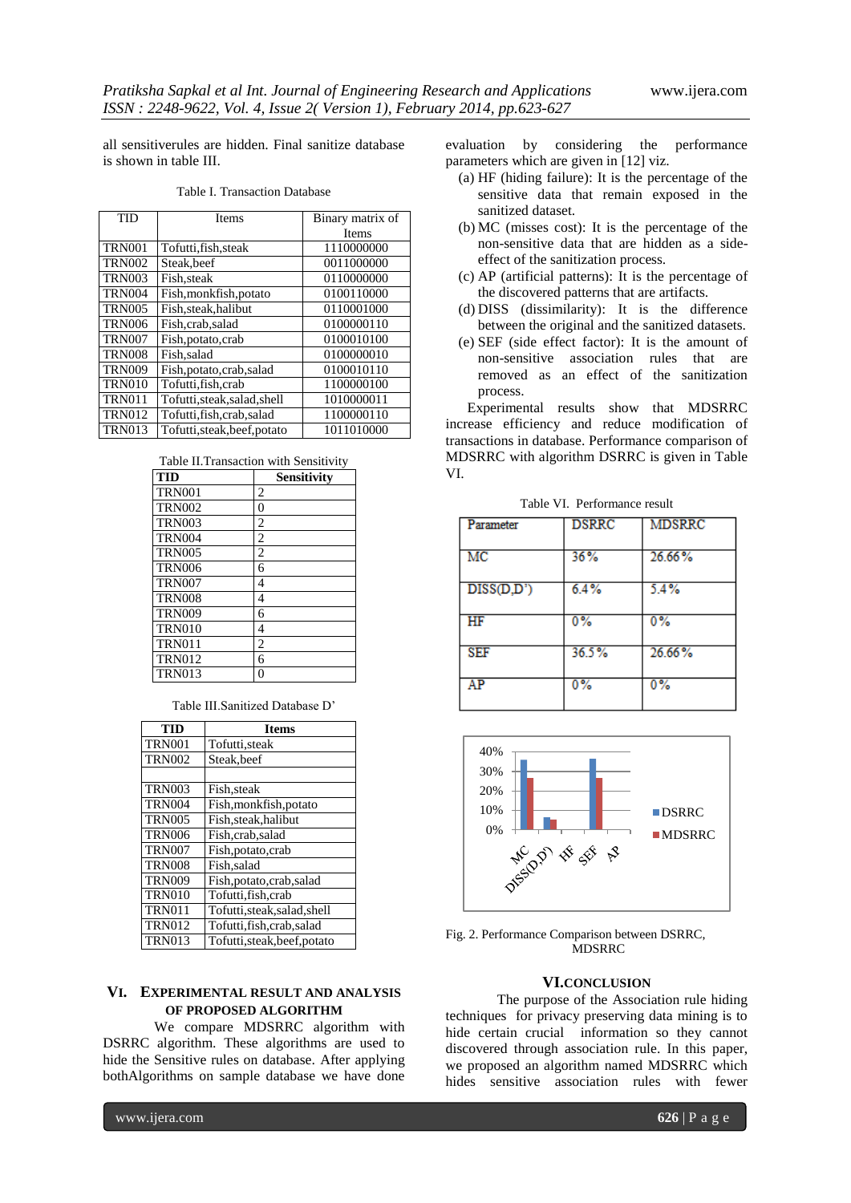all sensitiverules are hidden. Final sanitize database is shown in table III.

Table I. Transaction Database

| TID | Items | Binary matrix of Items |
|---|---|---|
| TRN001 | Tofutti,fish,steak | 1110000000 |
| TRN002 | Steak,beef | 0011000000 |
| TRN003 | Fish,steak | 0110000000 |
| TRN004 | Fish,monkfish,potato | 0100110000 |
| TRN005 | Fish,steak,halibut | 0110001000 |
| TRN006 | Fish,crab,salad | 0100000110 |
| TRN007 | Fish,potato,crab | 0100010100 |
| TRN008 | Fish,salad | 0100000010 |
| TRN009 | Fish,potato,crab,salad | 0100010110 |
| TRN010 | Tofutti,fish,crab | 1100000100 |
| TRN011 | Tofutti,steak,salad,shell | 1010000011 |
| TRN012 | Tofutti,fish,crab,salad | 1100000110 |
| TRN013 | Tofutti,steak,beef,potato | 1011010000 |

Table II.Transaction with Sensitivity

| TID | Sensitivity |
|---|---|
| TRN001 | 2 |
| TRN002 | 0 |
| TRN003 | 2 |
| TRN004 | 2 |
| TRN005 | 2 |
| TRN006 | 6 |
| TRN007 | 4 |
| TRN008 | 4 |
| TRN009 | 6 |
| TRN010 | 4 |
| TRN011 | 2 |
| TRN012 | 6 |
| TRN013 | 0 |

Table III.Sanitized Database D'

| TID | Items |
|---|---|
| TRN001 | Tofutti,steak |
| TRN002 | Steak,beef |
| | |
| TRN003 | Fish,steak |
| TRN004 | Fish,monkfish,potato |
| TRN005 | Fish,steak,halibut |
| TRN006 | Fish,crab,salad |
| TRN007 | Fish,potato,crab |
| TRN008 | Fish,salad |
| TRN009 | Fish,potato,crab,salad |
| TRN010 | Tofutti,fish,crab |
| TRN011 | Tofutti,steak,salad,shell |
| TRN012 | Tofutti,fish,crab,salad |
| TRN013 | Tofutti,steak,beef,potato |

## VI. EXPERIMENTAL RESULT AND ANALYSIS OF PROPOSED ALGORITHM

We compare MDSRRC algorithm with DSRRC algorithm. These algorithms are used to hide the Sensitive rules on database. After applying bothAlgorithms on sample database we have done evaluation by considering the performance parameters which are given in [12] viz.

(a) HF (hiding failure): It is the percentage of the sensitive data that remain exposed in the sanitized dataset.

(b) MC (misses cost): It is the percentage of the non-sensitive data that are hidden as a side-effect of the sanitization process.

(c) AP (artificial patterns): It is the percentage of the discovered patterns that are artifacts.

(d) DISS (dissimilarity): It is the difference between the original and the sanitized datasets.

(e) SEF (side effect factor): It is the amount of non-sensitive association rules that are removed as an effect of the sanitization process.

Experimental results show that MDSRRC increase efficiency and reduce modification of transactions in database. Performance comparison of MDSRRC with algorithm DSRRC is given in Table VI.

Table VI. Performance result

| Parameter | DSRRC | MDSRRC |
|---|---|---|
| MC | 36% | 26.66% |
| DISS(D,D') | 6.4% | 5.4% |
| HF | 0% | 0% |
| SEF | 36.5% | 26.66% |
| AP | 0% | 0% |

Fig. 2. Performance Comparison between DSRRC, MDSRRC

## VI.CONCLUSION

The purpose of the Association rule hiding techniques for privacy preserving data mining is to hide certain crucial information so they cannot discovered through association rule. In this paper, we proposed an algorithm named MDSRRC which hides sensitive association rules with fewer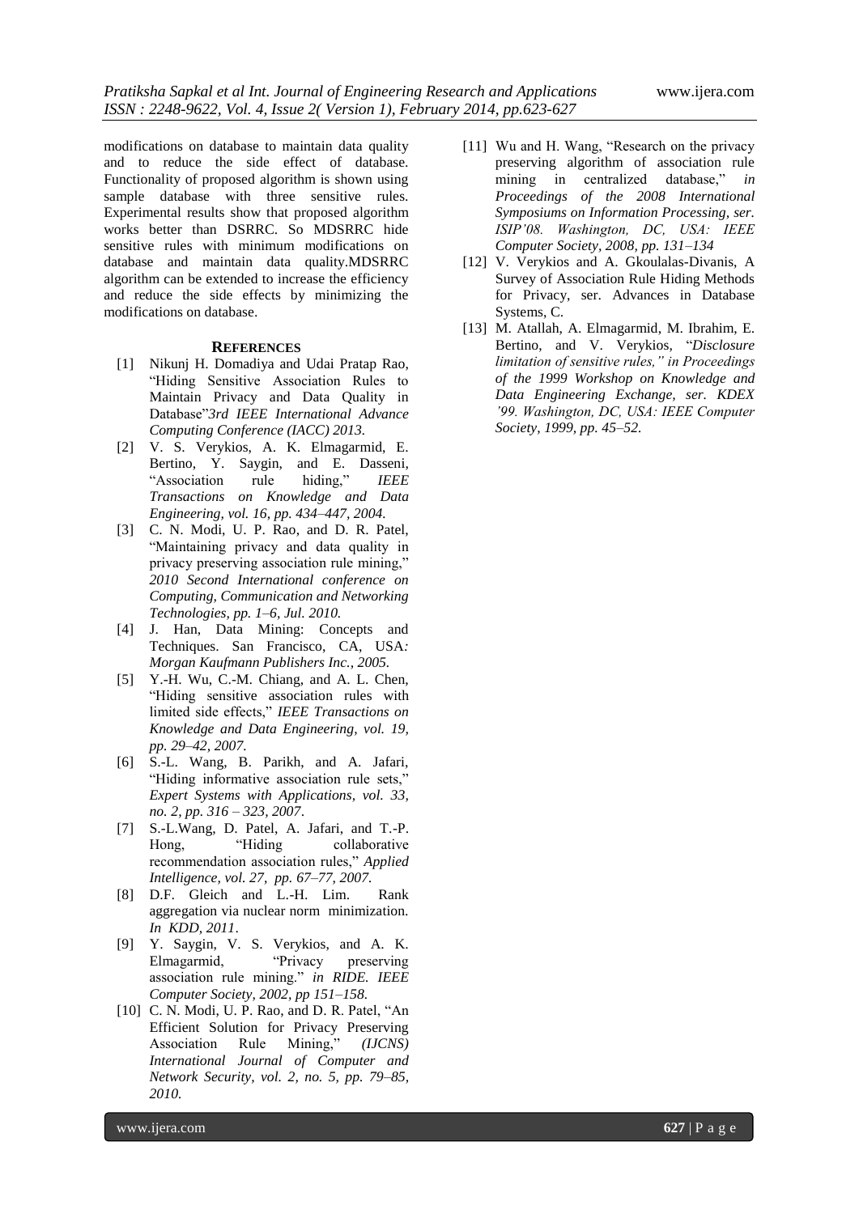modifications on database to maintain data quality and to reduce the side effect of database. Functionality of proposed algorithm is shown using sample database with three sensitive rules. Experimental results show that proposed algorithm works better than DSRRC. So MDSRRC hide sensitive rules with minimum modifications on database and maintain data quality.MDSRRC algorithm can be extended to increase the efficiency and reduce the side effects by minimizing the modifications on database.

## REFERENCES

[1] Nikunj H. Domadiya and Udai Pratap Rao, "Hiding Sensitive Association Rules to Maintain Privacy and Data Quality in Database"*3rd IEEE International Advance Computing Conference (IACC) 2013.*

[2] V. S. Verykios, A. K. Elmagarmid, E. Bertino, Y. Saygin, and E. Dasseni, "Association rule hiding," *IEEE Transactions on Knowledge and Data Engineering, vol. 16, pp. 434–447, 2004.*

[3] C. N. Modi, U. P. Rao, and D. R. Patel, "Maintaining privacy and data quality in privacy preserving association rule mining," *2010 Second International conference on Computing, Communication and Networking Technologies, pp. 1–6, Jul. 2010.*

[4] J. Han, Data Mining: Concepts and Techniques. San Francisco, CA, USA*: Morgan Kaufmann Publishers Inc., 2005.*

[5] Y.-H. Wu, C.-M. Chiang, and A. L. Chen, "Hiding sensitive association rules with limited side effects," *IEEE Transactions on Knowledge and Data Engineering, vol. 19, pp. 29–42, 2007.*

[6] S.-L. Wang, B. Parikh, and A. Jafari, "Hiding informative association rule sets," *Expert Systems with Applications, vol. 33, no. 2, pp. 316 – 323, 2007*.

[7] S.-L.Wang, D. Patel, A. Jafari, and T.-P. Hong, "Hiding collaborative recommendation association rules," *Applied Intelligence, vol. 27, pp. 67–77, 2007.*

[8] D.F. Gleich and L.-H. Lim. Rank aggregation via nuclear norm minimization. *In KDD, 2011*.

[9] Y. Saygin, V. S. Verykios, and A. K. Elmagarmid, "Privacy preserving association rule mining." *in RIDE. IEEE Computer Society, 2002, pp 151–158.*

[10] C. N. Modi, U. P. Rao, and D. R. Patel, "An Efficient Solution for Privacy Preserving Association Rule Mining," *(IJCNS) International Journal of Computer and Network Security, vol. 2, no. 5, pp. 79–85, 2010.*

[11] Wu and H. Wang, "Research on the privacy preserving algorithm of association rule mining in centralized database," *in Proceedings of the 2008 International Symposiums on Information Processing, ser. ISIP'08. Washington, DC, USA: IEEE Computer Society, 2008, pp. 131–134*

[12] V. Verykios and A. Gkoulalas-Divanis, A Survey of Association Rule Hiding Methods for Privacy, ser. Advances in Database Systems, C.

[13] M. Atallah, A. Elmagarmid, M. Ibrahim, E. Bertino, and V. Verykios, "*Disclosure limitation of sensitive rules," in Proceedings of the 1999 Workshop on Knowledge and Data Engineering Exchange, ser. KDEX '99. Washington, DC, USA: IEEE Computer Society, 1999, pp. 45–52.*